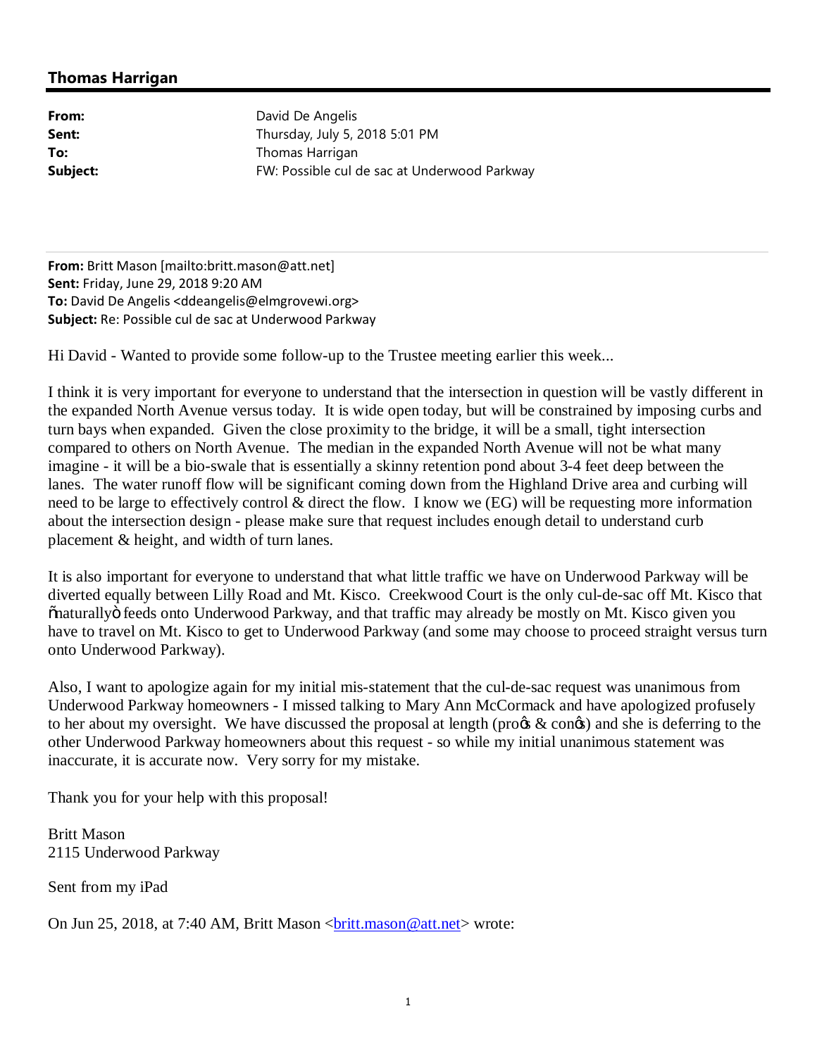## Thomas Harrigan

**From:** David De Angelis
**Sent:** Thursday, July 5, 2018 5:01 PM
**To:** Thomas Harrigan
**Subject:** FW: Possible cul de sac at Underwood Parkway

---

**From:** Britt Mason [mailto:britt.mason@att.net]
**Sent:** Friday, June 29, 2018 9:20 AM
**To:** David De Angelis <ddeangelis@elmgrovewi.org>
**Subject:** Re: Possible cul de sac at Underwood Parkway

Hi David - Wanted to provide some follow-up to the Trustee meeting earlier this week...

I think it is very important for everyone to understand that the intersection in question will be vastly different in the expanded North Avenue versus today. It is wide open today, but will be constrained by imposing curbs and turn bays when expanded. Given the close proximity to the bridge, it will be a small, tight intersection compared to others on North Avenue. The median in the expanded North Avenue will not be what many imagine - it will be a bio-swale that is essentially a skinny retention pond about 3-4 feet deep between the lanes. The water runoff flow will be significant coming down from the Highland Drive area and curbing will need to be large to effectively control & direct the flow. I know we (EG) will be requesting more information about the intersection design - please make sure that request includes enough detail to understand curb placement & height, and width of turn lanes.

It is also important for everyone to understand that what little traffic we have on Underwood Parkway will be diverted equally between Lilly Road and Mt. Kisco. Creekwood Court is the only cul-de-sac off Mt. Kisco that õnaturallyö feeds onto Underwood Parkway, and that traffic may already be mostly on Mt. Kisco given you have to travel on Mt. Kisco to get to Underwood Parkway (and some may choose to proceed straight versus turn onto Underwood Parkway).

Also, I want to apologize again for my initial mis-statement that the cul-de-sac request was unanimous from Underwood Parkway homeowners - I missed talking to Mary Ann McCormack and have apologized profusely to her about my oversight. We have discussed the proposal at length (proøs & conøs) and she is deferring to the other Underwood Parkway homeowners about this request - so while my initial unanimous statement was inaccurate, it is accurate now. Very sorry for my mistake.

Thank you for your help with this proposal!

Britt Mason
2115 Underwood Parkway

Sent from my iPad

On Jun 25, 2018, at 7:40 AM, Britt Mason <britt.mason@att.net> wrote: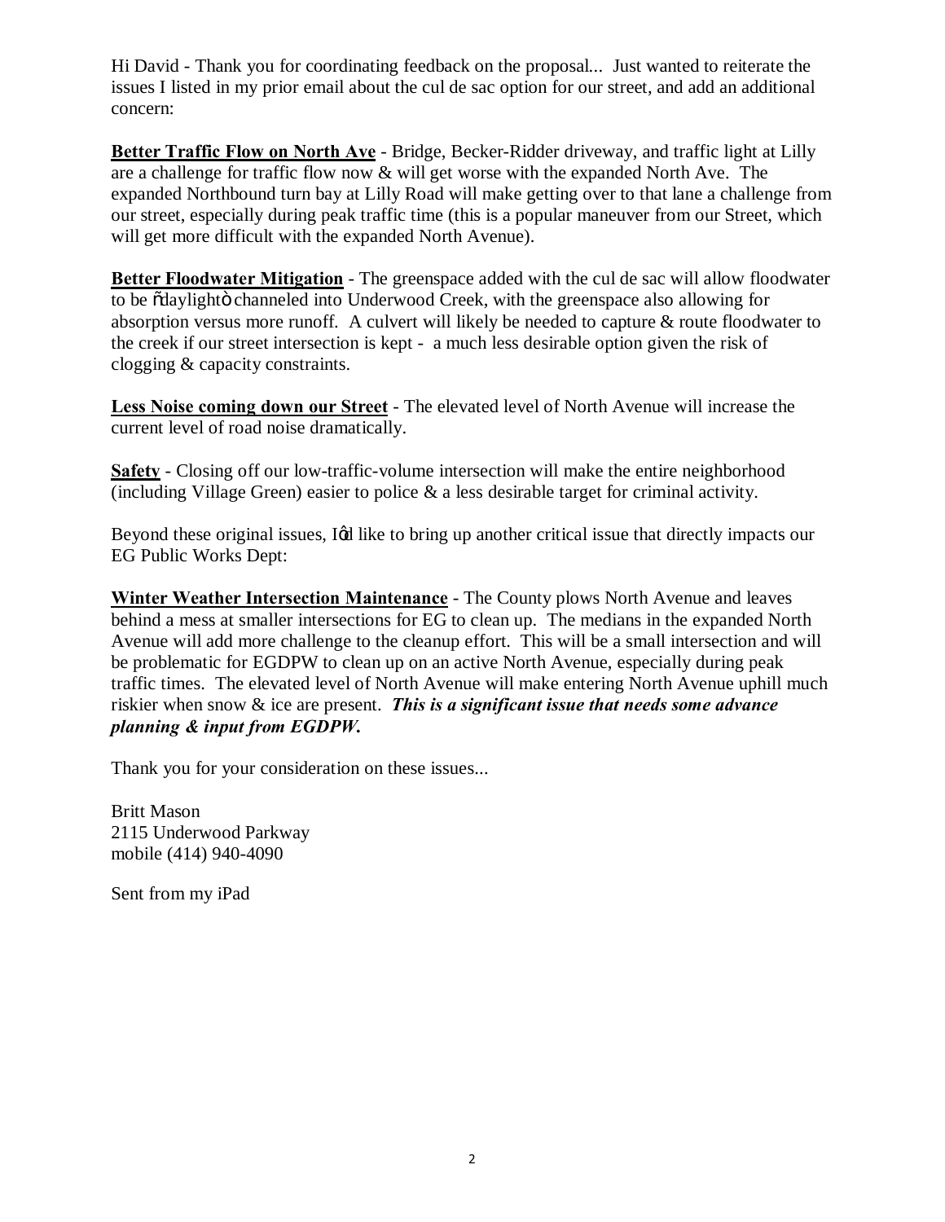Hi David - Thank you for coordinating feedback on the proposal... Just wanted to reiterate the issues I listed in my prior email about the cul de sac option for our street, and add an additional concern:

**Better Traffic Flow on North Ave** - Bridge, Becker-Ridder driveway, and traffic light at Lilly are a challenge for traffic flow now & will get worse with the expanded North Ave. The expanded Northbound turn bay at Lilly Road will make getting over to that lane a challenge from our street, especially during peak traffic time (this is a popular maneuver from our Street, which will get more difficult with the expanded North Avenue).

**Better Floodwater Mitigation** - The greenspace added with the cul de sac will allow floodwater to be õdaylightö channeled into Underwood Creek, with the greenspace also allowing for absorption versus more runoff. A culvert will likely be needed to capture & route floodwater to the creek if our street intersection is kept - a much less desirable option given the risk of clogging & capacity constraints.

**Less Noise coming down our Street** - The elevated level of North Avenue will increase the current level of road noise dramatically.

**Safety** - Closing off our low-traffic-volume intersection will make the entire neighborhood (including Village Green) easier to police & a less desirable target for criminal activity.

Beyond these original issues, Iød like to bring up another critical issue that directly impacts our EG Public Works Dept:

**Winter Weather Intersection Maintenance** - The County plows North Avenue and leaves behind a mess at smaller intersections for EG to clean up. The medians in the expanded North Avenue will add more challenge to the cleanup effort. This will be a small intersection and will be problematic for EGDPW to clean up on an active North Avenue, especially during peak traffic times. The elevated level of North Avenue will make entering North Avenue uphill much riskier when snow & ice are present. ***This is a significant issue that needs some advance planning & input from EGDPW.***

Thank you for your consideration on these issues...

Britt Mason
2115 Underwood Parkway
mobile (414) 940-4090

Sent from my iPad